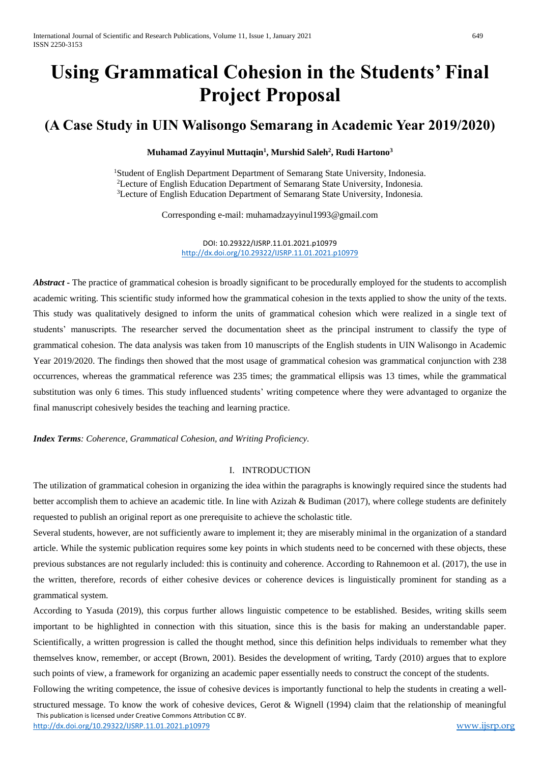# Using Grammatical Cohesion in the Students' Final Project Proposal

## (A Case Study in UIN Walisongo Semarang in Academic Year 2019/2020)

**Muhamad Zayyinul Muttaqin[1], Murshid Saleh[2], Rudi Hartono[3]**

[1]Student of English Department Department of Semarang State University, Indonesia.
[2]Lecture of English Education Department of Semarang State University, Indonesia.
[3]Lecture of English Education Department of Semarang State University, Indonesia.

Corresponding e-mail: muhamadzayyinul1993@gmail.com

DOI: 10.29322/IJSRP.11.01.2021.p10979
http://dx.doi.org/10.29322/IJSRP.11.01.2021.p10979

***Abstract*** - The practice of grammatical cohesion is broadly significant to be procedurally employed for the students to accomplish academic writing. This scientific study informed how the grammatical cohesion in the texts applied to show the unity of the texts. This study was qualitatively designed to inform the units of grammatical cohesion which were realized in a single text of students' manuscripts. The researcher served the documentation sheet as the principal instrument to classify the type of grammatical cohesion. The data analysis was taken from 10 manuscripts of the English students in UIN Walisongo in Academic Year 2019/2020. The findings then showed that the most usage of grammatical cohesion was grammatical conjunction with 238 occurrences, whereas the grammatical reference was 235 times; the grammatical ellipsis was 13 times, while the grammatical substitution was only 6 times. This study influenced students' writing competence where they were advantaged to organize the final manuscript cohesively besides the teaching and learning practice.

***Index Terms****: Coherence, Grammatical Cohesion, and Writing Proficiency.*

## I. INTRODUCTION

The utilization of grammatical cohesion in organizing the idea within the paragraphs is knowingly required since the students had better accomplish them to achieve an academic title. In line with Azizah & Budiman (2017), where college students are definitely requested to publish an original report as one prerequisite to achieve the scholastic title.

Several students, however, are not sufficiently aware to implement it; they are miserably minimal in the organization of a standard article. While the systemic publication requires some key points in which students need to be concerned with these objects, these previous substances are not regularly included: this is continuity and coherence. According to Rahnemoon et al. (2017), the use in the written, therefore, records of either cohesive devices or coherence devices is linguistically prominent for standing as a grammatical system.

According to Yasuda (2019), this corpus further allows linguistic competence to be established. Besides, writing skills seem important to be highlighted in connection with this situation, since this is the basis for making an understandable paper. Scientifically, a written progression is called the thought method, since this definition helps individuals to remember what they themselves know, remember, or accept (Brown, 2001). Besides the development of writing, Tardy (2010) argues that to explore such points of view, a framework for organizing an academic paper essentially needs to construct the concept of the students.

Following the writing competence, the issue of cohesive devices is importantly functional to help the students in creating a well-structured message. To know the work of cohesive devices, Gerot & Wignell (1994) claim that the relationship of meaningful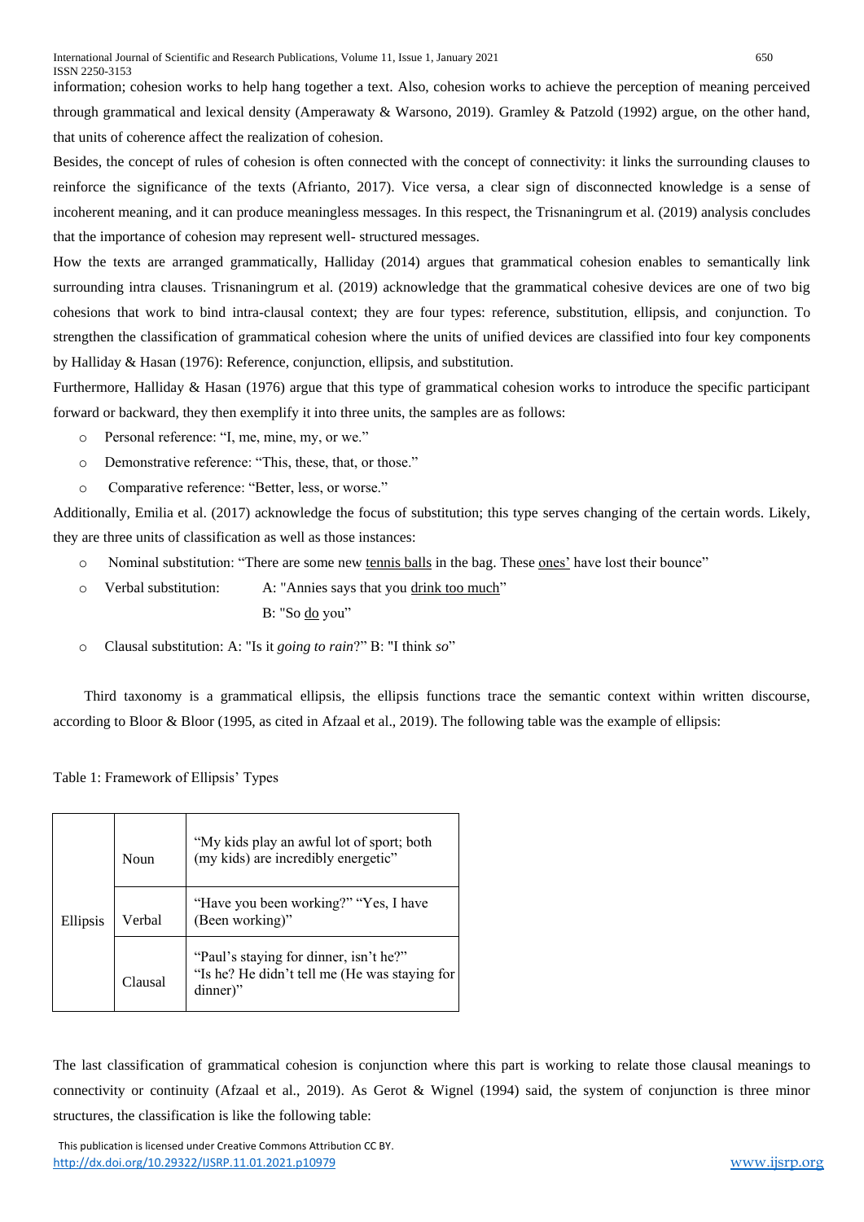information; cohesion works to help hang together a text. Also, cohesion works to achieve the perception of meaning perceived through grammatical and lexical density (Amperawaty & Warsono, 2019). Gramley & Patzold (1992) argue, on the other hand, that units of coherence affect the realization of cohesion.

Besides, the concept of rules of cohesion is often connected with the concept of connectivity: it links the surrounding clauses to reinforce the significance of the texts (Afrianto, 2017). Vice versa, a clear sign of disconnected knowledge is a sense of incoherent meaning, and it can produce meaningless messages. In this respect, the Trisnaningrum et al. (2019) analysis concludes that the importance of cohesion may represent well- structured messages.

How the texts are arranged grammatically, Halliday (2014) argues that grammatical cohesion enables to semantically link surrounding intra clauses. Trisnaningrum et al. (2019) acknowledge that the grammatical cohesive devices are one of two big cohesions that work to bind intra-clausal context; they are four types: reference, substitution, ellipsis, and conjunction. To strengthen the classification of grammatical cohesion where the units of unified devices are classified into four key components by Halliday & Hasan (1976): Reference, conjunction, ellipsis, and substitution.

Furthermore, Halliday & Hasan (1976) argue that this type of grammatical cohesion works to introduce the specific participant forward or backward, they then exemplify it into three units, the samples are as follows:

- Personal reference: "I, me, mine, my, or we."
- Demonstrative reference: "This, these, that, or those."
- Comparative reference: "Better, less, or worse."

Additionally, Emilia et al. (2017) acknowledge the focus of substitution; this type serves changing of the certain words. Likely, they are three units of classification as well as those instances:

- Nominal substitution: "There are some new <u>tennis balls</u> in the bag. These <u>ones'</u> have lost their bounce"
- Verbal substitution: A: "Annies says that you <u>drink too much</u>"
  B: "So <u>do</u> you"
- Clausal substitution: A: "Is it *going to rain*?" B: "I think *so*"

Third taxonomy is a grammatical ellipsis, the ellipsis functions trace the semantic context within written discourse, according to Bloor & Bloor (1995, as cited in Afzaal et al., 2019). The following table was the example of ellipsis:

Table 1: Framework of Ellipsis' Types

| | | |
|---|---|---|
| Ellipsis | Noun | "My kids play an awful lot of sport; both (my kids) are incredibly energetic" |
| | Verbal | "Have you been working?" "Yes, I have (Been working)" |
| | Clausal | "Paul's staying for dinner, isn't he?" "Is he? He didn't tell me (He was staying for dinner)" |

The last classification of grammatical cohesion is conjunction where this part is working to relate those clausal meanings to connectivity or continuity (Afzaal et al., 2019). As Gerot & Wignel (1994) said, the system of conjunction is three minor structures, the classification is like the following table: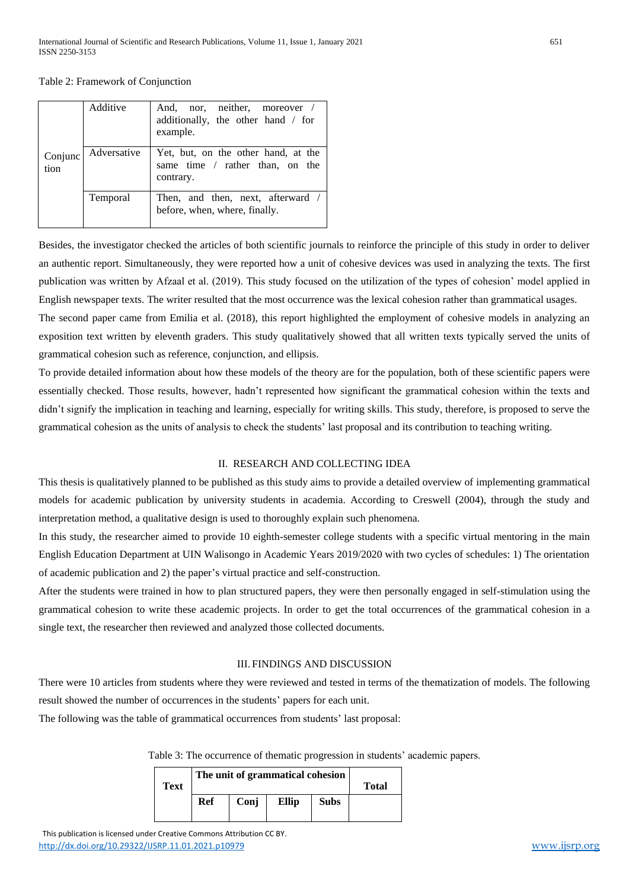Table 2: Framework of Conjunction

| | | |
|---|---|---|
| Conjunction | Additive | And, nor, neither, moreover / additionally, the other hand / for example. |
| | Adversative | Yet, but, on the other hand, at the same time / rather than, on the contrary. |
| | Temporal | Then, and then, next, afterward / before, when, where, finally. |

Besides, the investigator checked the articles of both scientific journals to reinforce the principle of this study in order to deliver an authentic report. Simultaneously, they were reported how a unit of cohesive devices was used in analyzing the texts. The first publication was written by Afzaal et al. (2019). This study focused on the utilization of the types of cohesion' model applied in English newspaper texts. The writer resulted that the most occurrence was the lexical cohesion rather than grammatical usages.

The second paper came from Emilia et al. (2018), this report highlighted the employment of cohesive models in analyzing an exposition text written by eleventh graders. This study qualitatively showed that all written texts typically served the units of grammatical cohesion such as reference, conjunction, and ellipsis.

To provide detailed information about how these models of the theory are for the population, both of these scientific papers were essentially checked. Those results, however, hadn't represented how significant the grammatical cohesion within the texts and didn't signify the implication in teaching and learning, especially for writing skills. This study, therefore, is proposed to serve the grammatical cohesion as the units of analysis to check the students' last proposal and its contribution to teaching writing.

## II. RESEARCH AND COLLECTING IDEA

This thesis is qualitatively planned to be published as this study aims to provide a detailed overview of implementing grammatical models for academic publication by university students in academia. According to Creswell (2004), through the study and interpretation method, a qualitative design is used to thoroughly explain such phenomena.

In this study, the researcher aimed to provide 10 eighth-semester college students with a specific virtual mentoring in the main English Education Department at UIN Walisongo in Academic Years 2019/2020 with two cycles of schedules: 1) The orientation of academic publication and 2) the paper's virtual practice and self-construction.

After the students were trained in how to plan structured papers, they were then personally engaged in self-stimulation using the grammatical cohesion to write these academic projects. In order to get the total occurrences of the grammatical cohesion in a single text, the researcher then reviewed and analyzed those collected documents.

## III. FINDINGS AND DISCUSSION

There were 10 articles from students where they were reviewed and tested in terms of the thematization of models. The following result showed the number of occurrences in the students' papers for each unit.

The following was the table of grammatical occurrences from students' last proposal:

Table 3: The occurrence of thematic progression in students' academic papers.

| Text | The unit of grammatical cohesion | | | | Total |
|---|---|---|---|---|---|
| | **Ref** | **Conj** | **Ellip** | **Subs** | |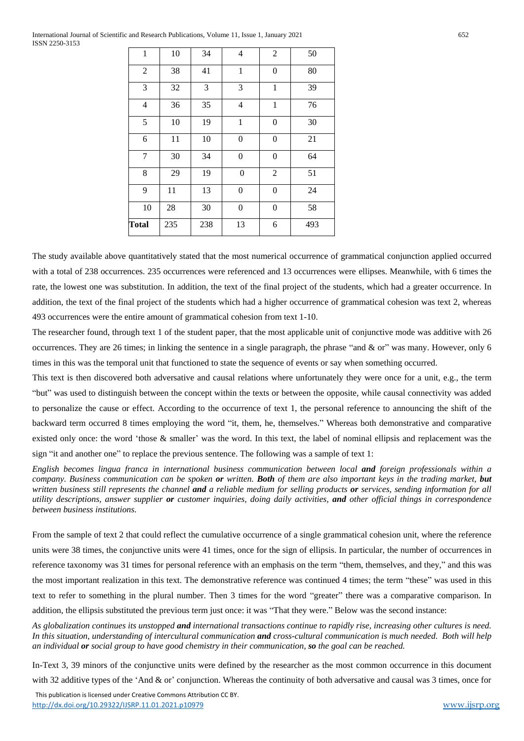| 1 | 10 | 34 | 4 | 2 | 50 |
|---|---|---|---|---|---|
| 2 | 38 | 41 | 1 | 0 | 80 |
| 3 | 32 | 3 | 3 | 1 | 39 |
| 4 | 36 | 35 | 4 | 1 | 76 |
| 5 | 10 | 19 | 1 | 0 | 30 |
| 6 | 11 | 10 | 0 | 0 | 21 |
| 7 | 30 | 34 | 0 | 0 | 64 |
| 8 | 29 | 19 | 0 | 2 | 51 |
| 9 | 11 | 13 | 0 | 0 | 24 |
| 10 | 28 | 30 | 0 | 0 | 58 |
| **Total** | 235 | 238 | 13 | 6 | 493 |

The study available above quantitatively stated that the most numerical occurrence of grammatical conjunction applied occurred with a total of 238 occurrences. 235 occurrences were referenced and 13 occurrences were ellipses. Meanwhile, with 6 times the rate, the lowest one was substitution. In addition, the text of the final project of the students, which had a greater occurrence. In addition, the text of the final project of the students which had a higher occurrence of grammatical cohesion was text 2, whereas 493 occurrences were the entire amount of grammatical cohesion from text 1-10.

The researcher found, through text 1 of the student paper, that the most applicable unit of conjunctive mode was additive with 26 occurrences. They are 26 times; in linking the sentence in a single paragraph, the phrase "and & or" was many. However, only 6 times in this was the temporal unit that functioned to state the sequence of events or say when something occurred.

This text is then discovered both adversative and causal relations where unfortunately they were once for a unit, e.g., the term "but" was used to distinguish between the concept within the texts or between the opposite, while causal connectivity was added to personalize the cause or effect. According to the occurrence of text 1, the personal reference to announcing the shift of the backward term occurred 8 times employing the word "it, them, he, themselves." Whereas both demonstrative and comparative existed only once: the word 'those & smaller' was the word. In this text, the label of nominal ellipsis and replacement was the sign "it and another one" to replace the previous sentence. The following was a sample of text 1:

*English becomes lingua franca in international business communication between local **and** foreign professionals within a company. Business communication can be spoken **or** written. **Both** of them are also important keys in the trading market, **but** written business still represents the channel **and** a reliable medium for selling products **or** services, sending information for all utility descriptions, answer supplier **or** customer inquiries, doing daily activities, **and** other official things in correspondence between business institutions.*

From the sample of text 2 that could reflect the cumulative occurrence of a single grammatical cohesion unit, where the reference units were 38 times, the conjunctive units were 41 times, once for the sign of ellipsis. In particular, the number of occurrences in reference taxonomy was 31 times for personal reference with an emphasis on the term "them, themselves, and they," and this was the most important realization in this text. The demonstrative reference was continued 4 times; the term "these" was used in this text to refer to something in the plural number. Then 3 times for the word "greater" there was a comparative comparison. In addition, the ellipsis substituted the previous term just once: it was "That they were." Below was the second instance:

*As globalization continues its unstopped **and** international transactions continue to rapidly rise, increasing other cultures is need. In this situation, understanding of intercultural communication **and** cross-cultural communication is much needed. Both will help an individual **or** social group to have good chemistry in their communication, **so** the goal can be reached.*

In-Text 3, 39 minors of the conjunctive units were defined by the researcher as the most common occurrence in this document with 32 additive types of the 'And & or' conjunction. Whereas the continuity of both adversative and causal was 3 times, once for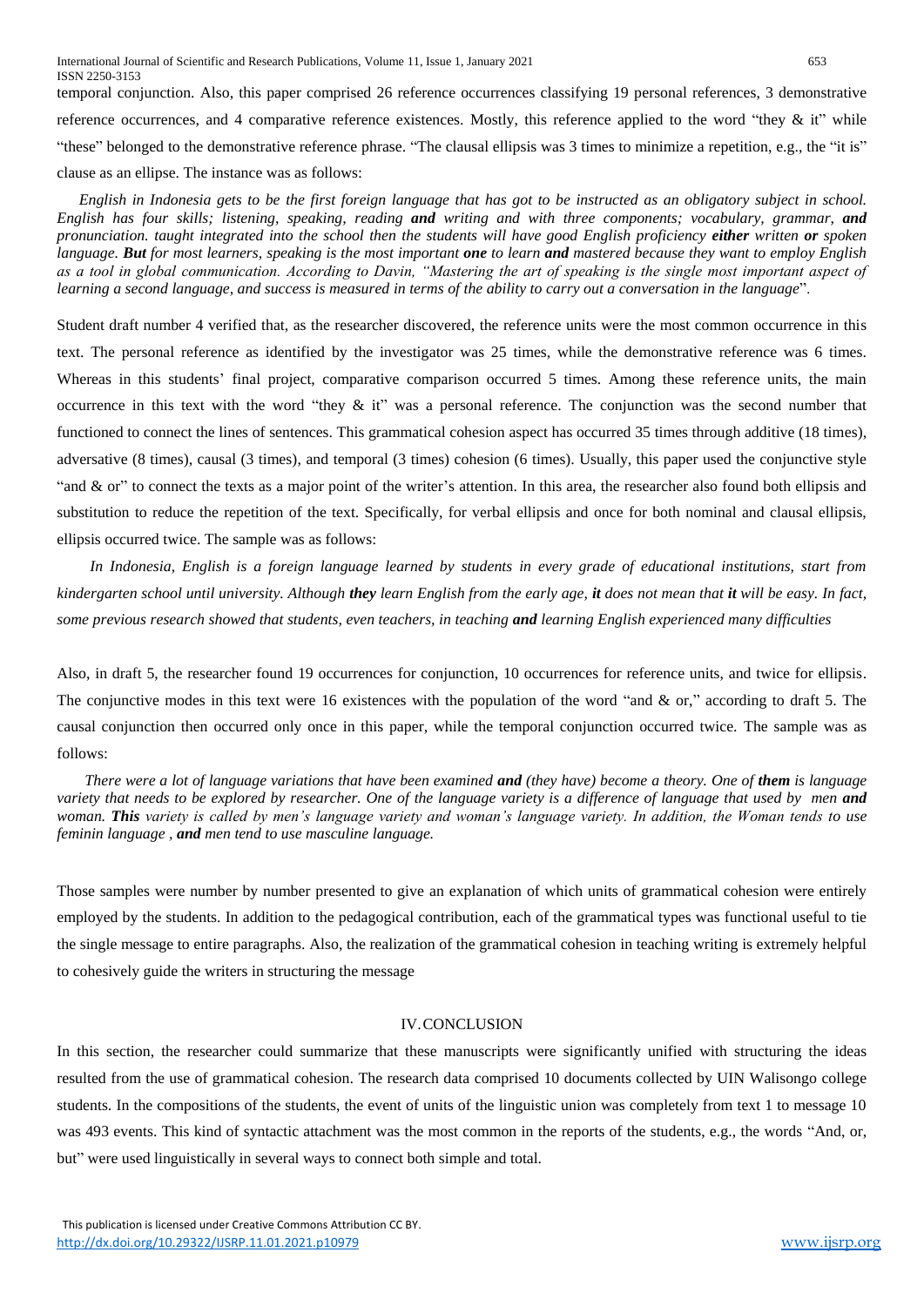temporal conjunction. Also, this paper comprised 26 reference occurrences classifying 19 personal references, 3 demonstrative reference occurrences, and 4 comparative reference existences. Mostly, this reference applied to the word "they & it" while "these" belonged to the demonstrative reference phrase. "The clausal ellipsis was 3 times to minimize a repetition, e.g., the "it is" clause as an ellipse. The instance was as follows:

*English in Indonesia gets to be the first foreign language that has got to be instructed as an obligatory subject in school. English has four skills; listening, speaking, reading **and** writing and with three components; vocabulary, grammar, **and** pronunciation. taught integrated into the school then the students will have good English proficiency **either** written **or** spoken language. **But** for most learners, speaking is the most important **one** to learn **and** mastered because they want to employ English as a tool in global communication. According to Davin, "Mastering the art of speaking is the single most important aspect of learning a second language, and success is measured in terms of the ability to carry out a conversation in the language*".

Student draft number 4 verified that, as the researcher discovered, the reference units were the most common occurrence in this text. The personal reference as identified by the investigator was 25 times, while the demonstrative reference was 6 times. Whereas in this students' final project, comparative comparison occurred 5 times. Among these reference units, the main occurrence in this text with the word "they & it" was a personal reference. The conjunction was the second number that functioned to connect the lines of sentences. This grammatical cohesion aspect has occurred 35 times through additive (18 times), adversative (8 times), causal (3 times), and temporal (3 times) cohesion (6 times). Usually, this paper used the conjunctive style "and & or" to connect the texts as a major point of the writer's attention. In this area, the researcher also found both ellipsis and substitution to reduce the repetition of the text. Specifically, for verbal ellipsis and once for both nominal and clausal ellipsis, ellipsis occurred twice. The sample was as follows:

*In Indonesia, English is a foreign language learned by students in every grade of educational institutions, start from kindergarten school until university. Although **they** learn English from the early age, **it** does not mean that **it** will be easy. In fact, some previous research showed that students, even teachers, in teaching **and** learning English experienced many difficulties*

Also, in draft 5, the researcher found 19 occurrences for conjunction, 10 occurrences for reference units, and twice for ellipsis. The conjunctive modes in this text were 16 existences with the population of the word "and & or," according to draft 5. The causal conjunction then occurred only once in this paper, while the temporal conjunction occurred twice. The sample was as follows:

*There were a lot of language variations that have been examined **and** (they have) become a theory. One of **them** is language variety that needs to be explored by researcher. One of the language variety is a difference of language that used by men **and** woman. **This** variety is called by men's language variety and woman's language variety. In addition, the Woman tends to use feminin language , **and** men tend to use masculine language.*

Those samples were number by number presented to give an explanation of which units of grammatical cohesion were entirely employed by the students. In addition to the pedagogical contribution, each of the grammatical types was functional useful to tie the single message to entire paragraphs. Also, the realization of the grammatical cohesion in teaching writing is extremely helpful to cohesively guide the writers in structuring the message

## IV. CONCLUSION

In this section, the researcher could summarize that these manuscripts were significantly unified with structuring the ideas resulted from the use of grammatical cohesion. The research data comprised 10 documents collected by UIN Walisongo college students. In the compositions of the students, the event of units of the linguistic union was completely from text 1 to message 10 was 493 events. This kind of syntactic attachment was the most common in the reports of the students, e.g., the words "And, or, but" were used linguistically in several ways to connect both simple and total.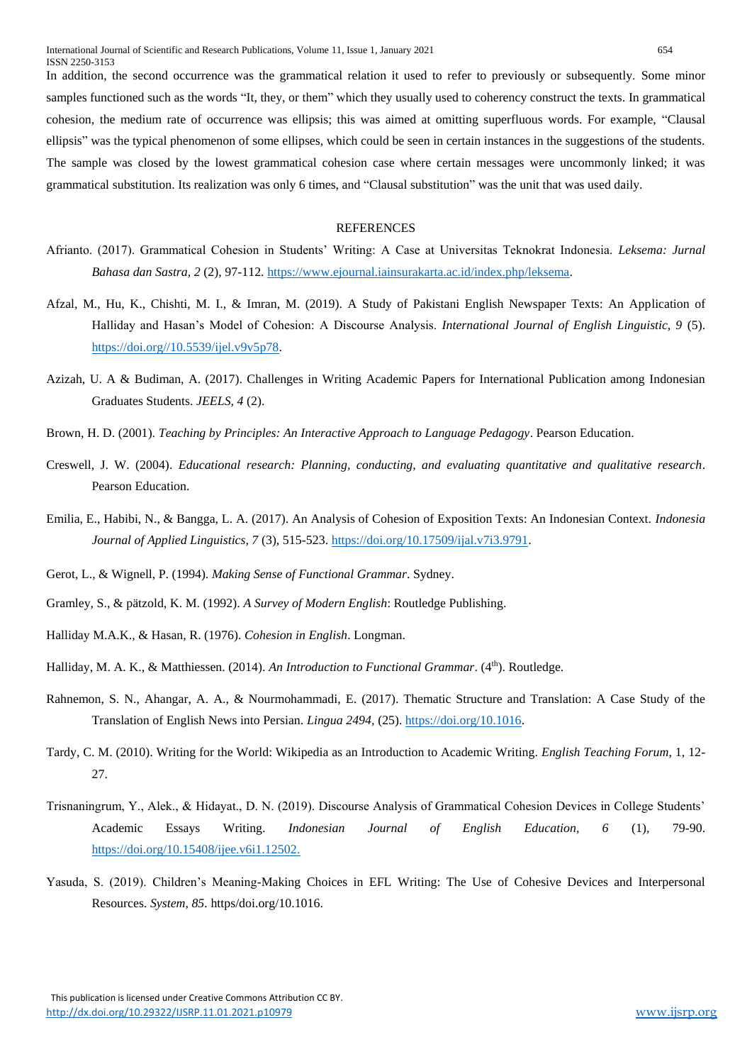In addition, the second occurrence was the grammatical relation it used to refer to previously or subsequently. Some minor samples functioned such as the words "It, they, or them" which they usually used to coherency construct the texts. In grammatical cohesion, the medium rate of occurrence was ellipsis; this was aimed at omitting superfluous words. For example, "Clausal ellipsis" was the typical phenomenon of some ellipses, which could be seen in certain instances in the suggestions of the students. The sample was closed by the lowest grammatical cohesion case where certain messages were uncommonly linked; it was grammatical substitution. Its realization was only 6 times, and "Clausal substitution" was the unit that was used daily.

## REFERENCES

Afrianto. (2017). Grammatical Cohesion in Students' Writing: A Case at Universitas Teknokrat Indonesia. *Leksema: Jurnal Bahasa dan Sastra, 2* (2), 97-112. https://www.ejournal.iainsurakarta.ac.id/index.php/leksema.

Afzal, M., Hu, K., Chishti, M. I., & Imran, M. (2019). A Study of Pakistani English Newspaper Texts: An Application of Halliday and Hasan's Model of Cohesion: A Discourse Analysis. *International Journal of English Linguistic, 9* (5). https://doi.org//10.5539/ijel.v9v5p78.

Azizah, U. A & Budiman, A. (2017). Challenges in Writing Academic Papers for International Publication among Indonesian Graduates Students. *JEELS, 4* (2).

Brown, H. D. (2001). *Teaching by Principles: An Interactive Approach to Language Pedagogy*. Pearson Education.

Creswell, J. W. (2004). *Educational research: Planning, conducting, and evaluating quantitative and qualitative research*. Pearson Education.

Emilia, E., Habibi, N., & Bangga, L. A. (2017). An Analysis of Cohesion of Exposition Texts: An Indonesian Context. *Indonesia Journal of Applied Linguistics, 7* (3), 515-523. https://doi.org/10.17509/ijal.v7i3.9791.

Gerot, L., & Wignell, P. (1994). *Making Sense of Functional Grammar*. Sydney.

Gramley, S., & pätzold, K. M. (1992). *A Survey of Modern English*: Routledge Publishing.

Halliday M.A.K., & Hasan, R. (1976). *Cohesion in English*. Longman.

Halliday, M. A. K., & Matthiessen. (2014). *An Introduction to Functional Grammar*. (4th). Routledge.

Rahnemon, S. N., Ahangar, A. A., & Nourmohammadi, E. (2017). Thematic Structure and Translation: A Case Study of the Translation of English News into Persian. *Lingua 2494*, (25). https://doi.org/10.1016.

Tardy, C. M. (2010). Writing for the World: Wikipedia as an Introduction to Academic Writing. *English Teaching Forum*, 1, 12-27.

Trisnaningrum, Y., Alek., & Hidayat., D. N. (2019). Discourse Analysis of Grammatical Cohesion Devices in College Students' Academic Essays Writing. *Indonesian Journal of English Education, 6* (1), 79-90. https://doi.org/10.15408/ijee.v6i1.12502.

Yasuda, S. (2019). Children's Meaning-Making Choices in EFL Writing: The Use of Cohesive Devices and Interpersonal Resources. *System, 85*. https/doi.org/10.1016.